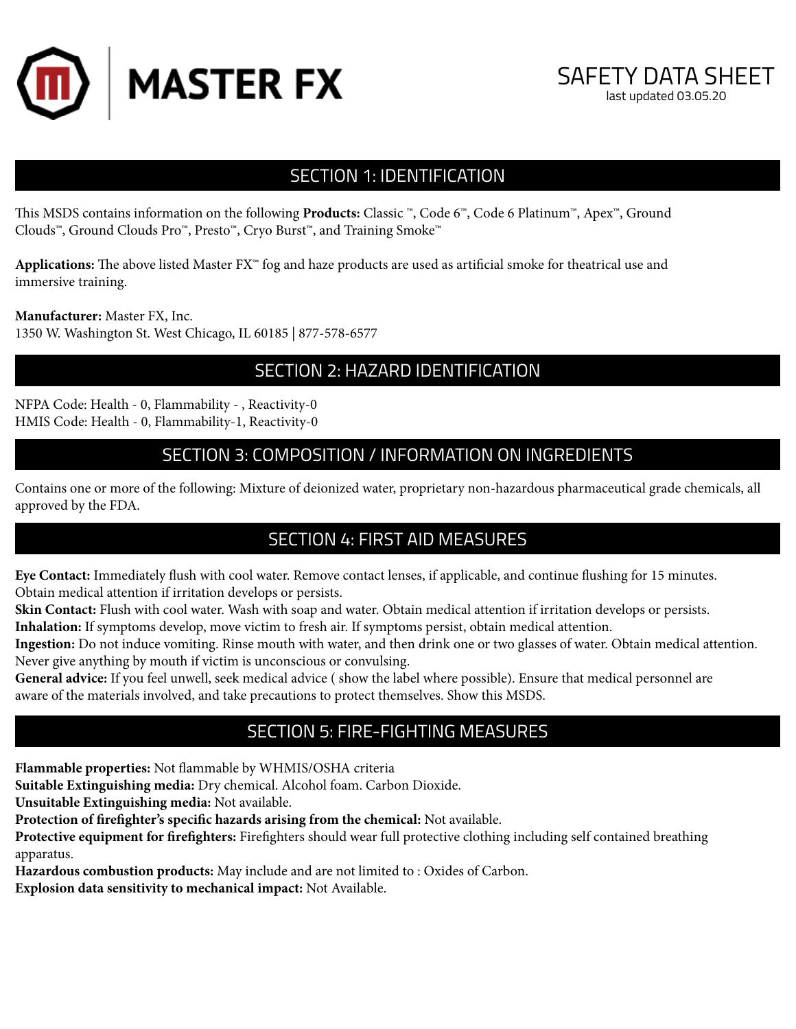# MASTER FX

## SAFETY DATA SHEET

last updated 03.05.20

## SECTION 1: IDENTIFICATION

This MSDS contains information on the following **Products:** Classic ™, Code 6™, Code 6 Platinum™, Apex™, Ground Clouds™, Ground Clouds Pro™, Presto™, Cryo Burst™, and Training Smoke™

**Applications:** The above listed Master FX™ fog and haze products are used as artificial smoke for theatrical use and immersive training.

**Manufacturer:** Master FX, Inc.
1350 W. Washington St. West Chicago, IL 60185 | 877-578-6577

## SECTION 2: HAZARD IDENTIFICATION

NFPA Code: Health - 0, Flammability - , Reactivity-0
HMIS Code: Health - 0, Flammability-1, Reactivity-0

## SECTION 3: COMPOSITION / INFORMATION ON INGREDIENTS

Contains one or more of the following: Mixture of deionized water, proprietary non-hazardous pharmaceutical grade chemicals, all approved by the FDA.

## SECTION 4: FIRST AID MEASURES

**Eye Contact:** Immediately flush with cool water. Remove contact lenses, if applicable, and continue flushing for 15 minutes. Obtain medical attention if irritation develops or persists.
**Skin Contact:** Flush with cool water. Wash with soap and water. Obtain medical attention if irritation develops or persists.
**Inhalation:** If symptoms develop, move victim to fresh air. If symptoms persist, obtain medical attention.
**Ingestion:** Do not induce vomiting. Rinse mouth with water, and then drink one or two glasses of water. Obtain medical attention. Never give anything by mouth if victim is unconscious or convulsing.
**General advice:** If you feel unwell, seek medical advice ( show the label where possible). Ensure that medical personnel are aware of the materials involved, and take precautions to protect themselves. Show this MSDS.

## SECTION 5: FIRE-FIGHTING MEASURES

**Flammable properties:** Not flammable by WHMIS/OSHA criteria
**Suitable Extinguishing media:** Dry chemical. Alcohol foam. Carbon Dioxide.
**Unsuitable Extinguishing media:** Not available.
**Protection of firefighter's specific hazards arising from the chemical:** Not available.
**Protective equipment for firefighters:** Firefighters should wear full protective clothing including self contained breathing apparatus.
**Hazardous combustion products:** May include and are not limited to : Oxides of Carbon.
**Explosion data sensitivity to mechanical impact:** Not Available.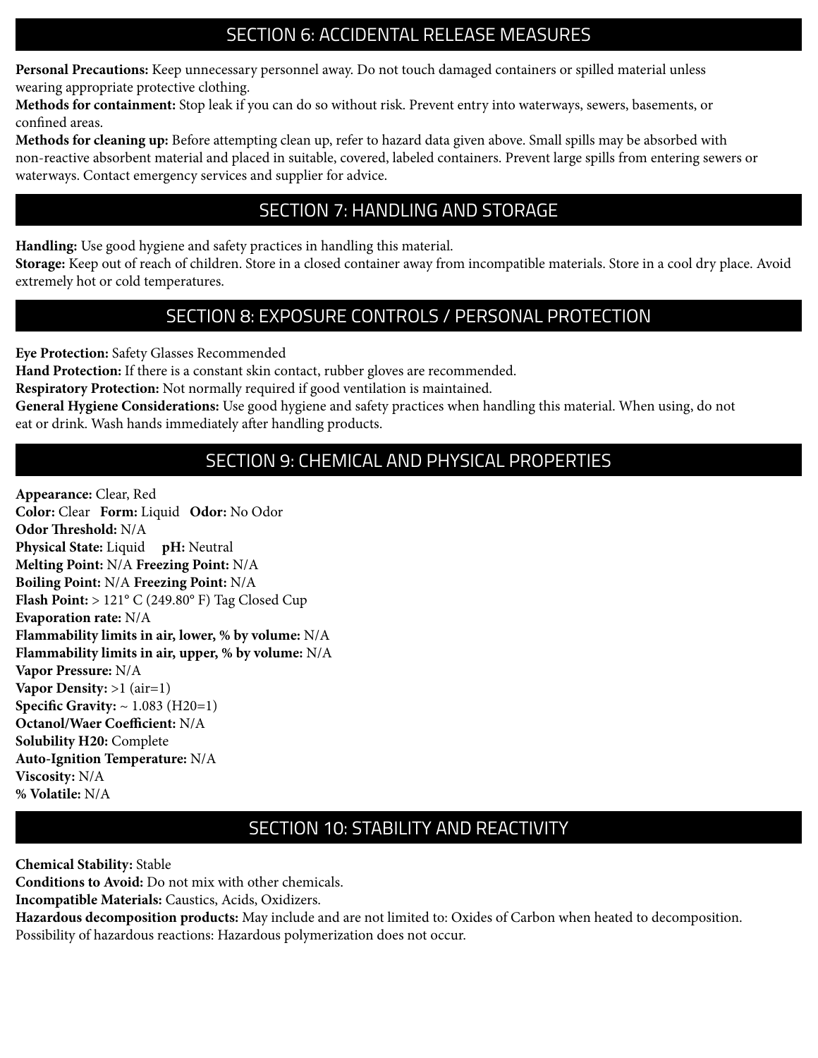## SECTION 6: ACCIDENTAL RELEASE MEASURES

**Personal Precautions:** Keep unnecessary personnel away. Do not touch damaged containers or spilled material unless wearing appropriate protective clothing.
**Methods for containment:** Stop leak if you can do so without risk. Prevent entry into waterways, sewers, basements, or confined areas.
**Methods for cleaning up:** Before attempting clean up, refer to hazard data given above. Small spills may be absorbed with non-reactive absorbent material and placed in suitable, covered, labeled containers. Prevent large spills from entering sewers or waterways. Contact emergency services and supplier for advice.

## SECTION 7: HANDLING AND STORAGE

**Handling:** Use good hygiene and safety practices in handling this material.
**Storage:** Keep out of reach of children. Store in a closed container away from incompatible materials. Store in a cool dry place. Avoid extremely hot or cold temperatures.

## SECTION 8: EXPOSURE CONTROLS / PERSONAL PROTECTION

**Eye Protection:** Safety Glasses Recommended
**Hand Protection:** If there is a constant skin contact, rubber gloves are recommended.
**Respiratory Protection:** Not normally required if good ventilation is maintained.
**General Hygiene Considerations:** Use good hygiene and safety practices when handling this material. When using, do not eat or drink. Wash hands immediately after handling products.

## SECTION 9: CHEMICAL AND PHYSICAL PROPERTIES

**Appearance:** Clear, Red
**Color:** Clear **Form:** Liquid **Odor:** No Odor
**Odor Threshold:** N/A
**Physical State:** Liquid **pH:** Neutral
**Melting Point:** N/A **Freezing Point:** N/A
**Boiling Point:** N/A **Freezing Point:** N/A
**Flash Point:** > 121° C (249.80° F) Tag Closed Cup
**Evaporation rate:** N/A
**Flammability limits in air, lower, % by volume:** N/A
**Flammability limits in air, upper, % by volume:** N/A
**Vapor Pressure:** N/A
**Vapor Density:** >1 (air=1)
**Specific Gravity:** ~ 1.083 (H20=1)
**Octanol/Waer Coefficient:** N/A
**Solubility H20:** Complete
**Auto-Ignition Temperature:** N/A
**Viscosity:** N/A
**% Volatile:** N/A

## SECTION 10: STABILITY AND REACTIVITY

**Chemical Stability:** Stable
**Conditions to Avoid:** Do not mix with other chemicals.
**Incompatible Materials:** Caustics, Acids, Oxidizers.
**Hazardous decomposition products:** May include and are not limited to: Oxides of Carbon when heated to decomposition.
Possibility of hazardous reactions: Hazardous polymerization does not occur.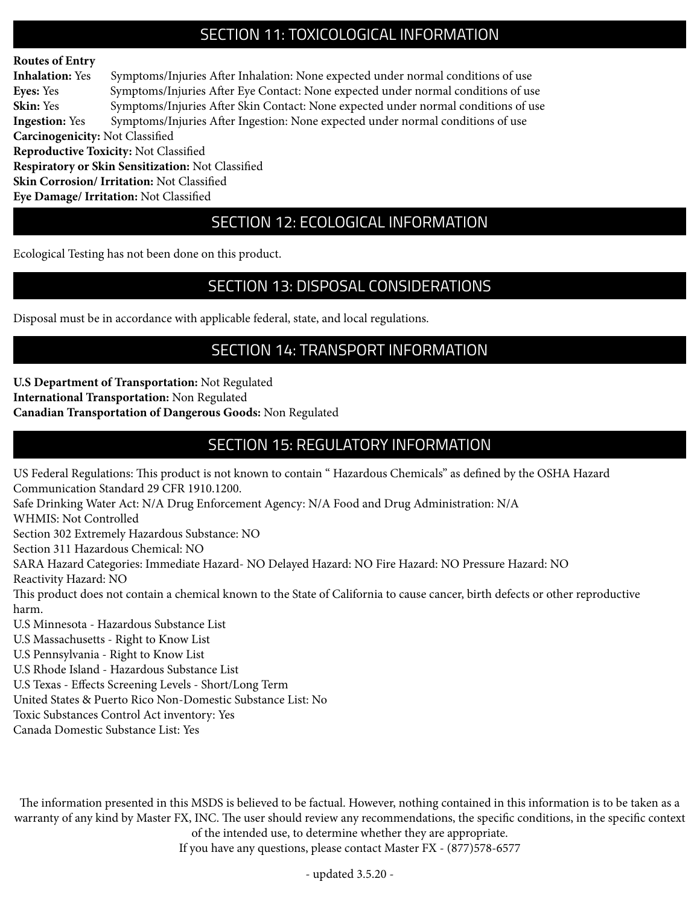## SECTION 11: TOXICOLOGICAL INFORMATION

**Routes of Entry**

**Inhalation:** Yes Symptoms/Injuries After Inhalation: None expected under normal conditions of use
**Eyes:** Yes Symptoms/Injuries After Eye Contact: None expected under normal conditions of use
**Skin:** Yes Symptoms/Injuries After Skin Contact: None expected under normal conditions of use
**Ingestion:** Yes Symptoms/Injuries After Ingestion: None expected under normal conditions of use
**Carcinogenicity:** Not Classified
**Reproductive Toxicity:** Not Classified
**Respiratory or Skin Sensitization:** Not Classified
**Skin Corrosion/ Irritation:** Not Classified
**Eye Damage/ Irritation:** Not Classified

## SECTION 12: ECOLOGICAL INFORMATION

Ecological Testing has not been done on this product.

## SECTION 13: DISPOSAL CONSIDERATIONS

Disposal must be in accordance with applicable federal, state, and local regulations.

## SECTION 14: TRANSPORT INFORMATION

**U.S Department of Transportation:** Not Regulated
**International Transportation:** Non Regulated
**Canadian Transportation of Dangerous Goods:** Non Regulated

## SECTION 15: REGULATORY INFORMATION

US Federal Regulations: This product is not known to contain " Hazardous Chemicals" as defined by the OSHA Hazard Communication Standard 29 CFR 1910.1200.
Safe Drinking Water Act: N/A Drug Enforcement Agency: N/A Food and Drug Administration: N/A
WHMIS: Not Controlled
Section 302 Extremely Hazardous Substance: NO
Section 311 Hazardous Chemical: NO
SARA Hazard Categories: Immediate Hazard- NO Delayed Hazard: NO Fire Hazard: NO Pressure Hazard: NO
Reactivity Hazard: NO
This product does not contain a chemical known to the State of California to cause cancer, birth defects or other reproductive harm.
U.S Minnesota - Hazardous Substance List
U.S Massachusetts - Right to Know List
U.S Pennsylvania - Right to Know List
U.S Rhode Island - Hazardous Substance List
U.S Texas - Effects Screening Levels - Short/Long Term
United States & Puerto Rico Non-Domestic Substance List: No
Toxic Substances Control Act inventory: Yes
Canada Domestic Substance List: Yes

The information presented in this MSDS is believed to be factual. However, nothing contained in this information is to be taken as a warranty of any kind by Master FX, INC. The user should review any recommendations, the specific conditions, in the specific context of the intended use, to determine whether they are appropriate.
If you have any questions, please contact Master FX - (877)578-6577

- updated 3.5.20 -